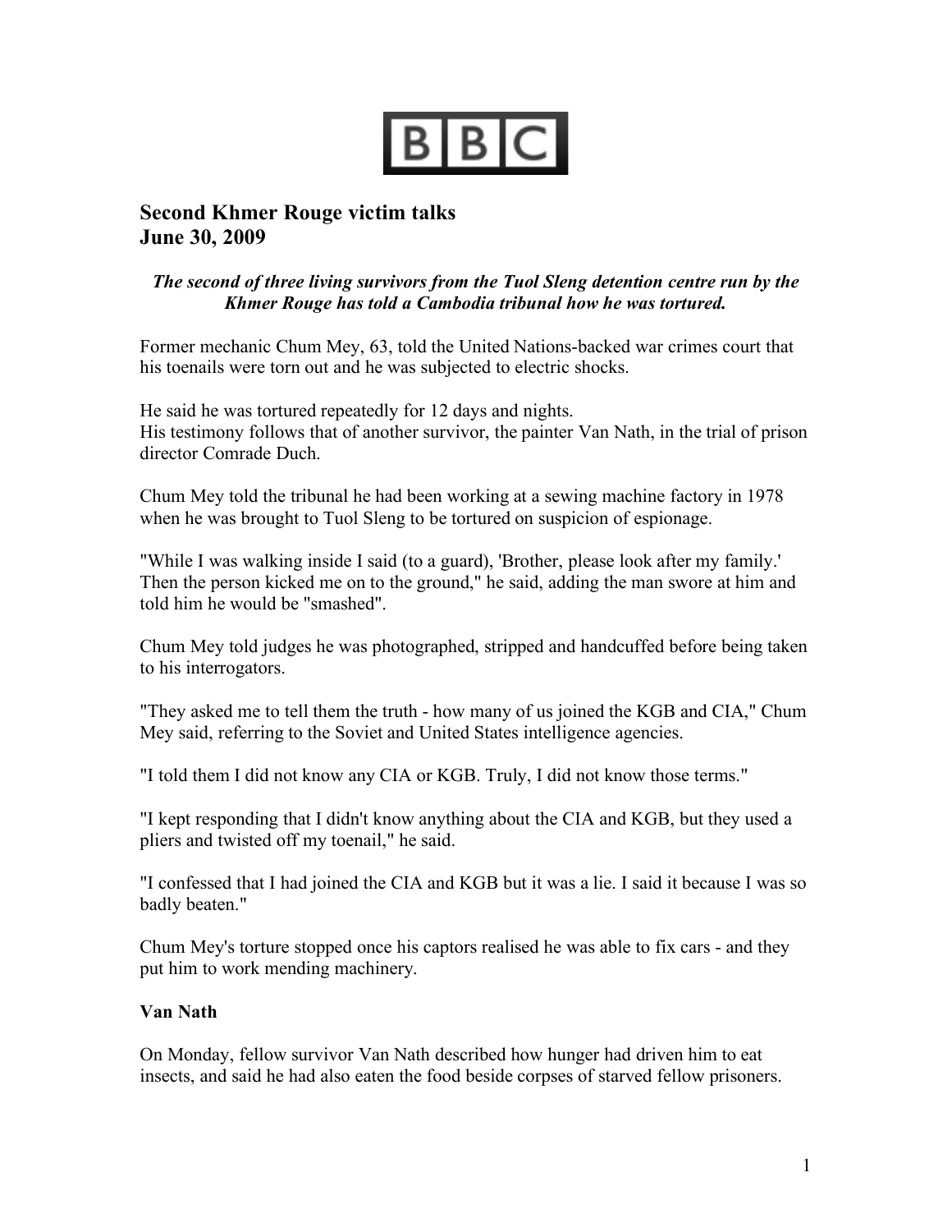BBC

# Second Khmer Rouge victim talks
# June 30, 2009

***The second of three living survivors from the Tuol Sleng detention centre run by the Khmer Rouge has told a Cambodia tribunal how he was tortured.***

Former mechanic Chum Mey, 63, told the United Nations-backed war crimes court that his toenails were torn out and he was subjected to electric shocks.

He said he was tortured repeatedly for 12 days and nights.
His testimony follows that of another survivor, the painter Van Nath, in the trial of prison director Comrade Duch.

Chum Mey told the tribunal he had been working at a sewing machine factory in 1978 when he was brought to Tuol Sleng to be tortured on suspicion of espionage.

"While I was walking inside I said (to a guard), 'Brother, please look after my family.' Then the person kicked me on to the ground," he said, adding the man swore at him and told him he would be "smashed".

Chum Mey told judges he was photographed, stripped and handcuffed before being taken to his interrogators.

"They asked me to tell them the truth - how many of us joined the KGB and CIA," Chum Mey said, referring to the Soviet and United States intelligence agencies.

"I told them I did not know any CIA or KGB. Truly, I did not know those terms."

"I kept responding that I didn't know anything about the CIA and KGB, but they used a pliers and twisted off my toenail," he said.

"I confessed that I had joined the CIA and KGB but it was a lie. I said it because I was so badly beaten."

Chum Mey's torture stopped once his captors realised he was able to fix cars - and they put him to work mending machinery.

**Van Nath**

On Monday, fellow survivor Van Nath described how hunger had driven him to eat insects, and said he had also eaten the food beside corpses of starved fellow prisoners.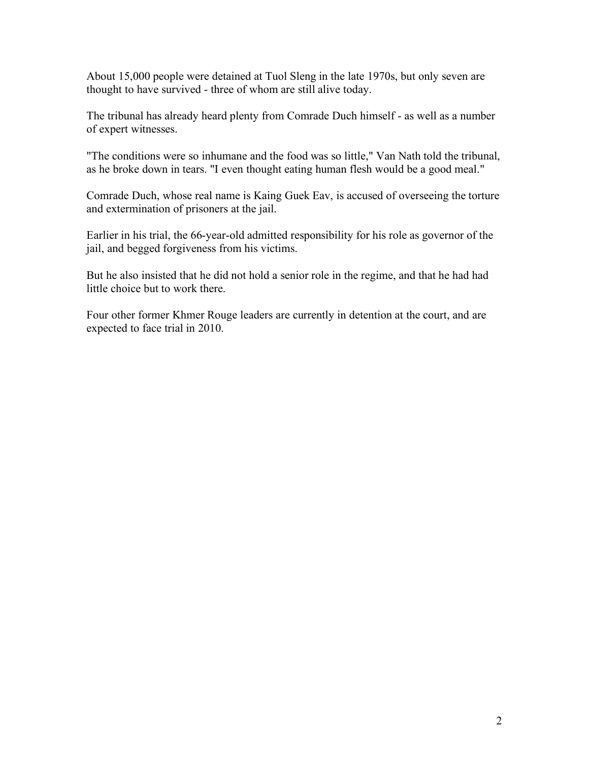About 15,000 people were detained at Tuol Sleng in the late 1970s, but only seven are thought to have survived - three of whom are still alive today.

The tribunal has already heard plenty from Comrade Duch himself - as well as a number of expert witnesses.

"The conditions were so inhumane and the food was so little," Van Nath told the tribunal, as he broke down in tears. "I even thought eating human flesh would be a good meal."

Comrade Duch, whose real name is Kaing Guek Eav, is accused of overseeing the torture and extermination of prisoners at the jail.

Earlier in his trial, the 66-year-old admitted responsibility for his role as governor of the jail, and begged forgiveness from his victims.

But he also insisted that he did not hold a senior role in the regime, and that he had had little choice but to work there.

Four other former Khmer Rouge leaders are currently in detention at the court, and are expected to face trial in 2010.